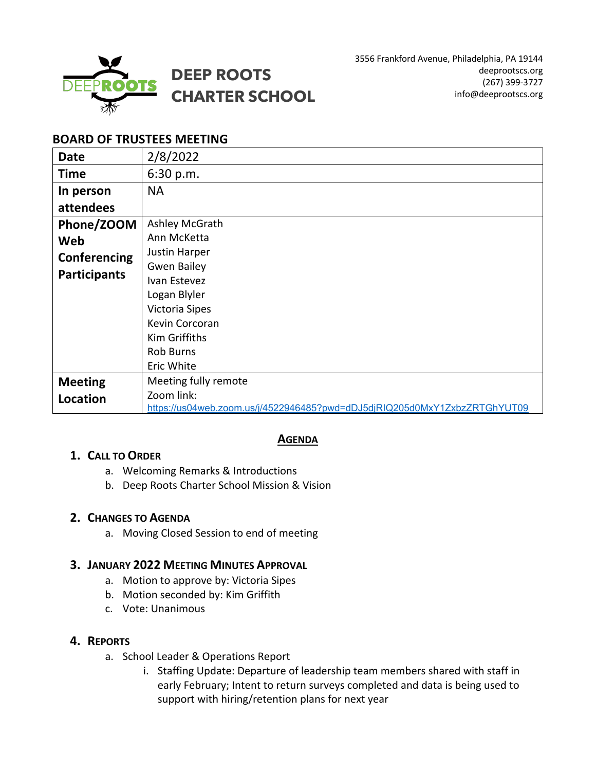# DEEP ROOTS CHARTER SCHOOL

3556 Frankford Avenue, Philadelphia, PA 19144
deeprootscs.org
(267) 399-3727
info@deeprootscs.org

## BOARD OF TRUSTEES MEETING

| | |
|---|---|
| **Date** | 2/8/2022 |
| **Time** | 6:30 p.m. |
| **In person attendees** | NA |
| **Phone/ZOOM Web Conferencing Participants** | Ashley McGrath<br>Ann McKetta<br>Justin Harper<br>Gwen Bailey<br>Ivan Estevez<br>Logan Blyler<br>Victoria Sipes<br>Kevin Corcoran<br>Kim Griffiths<br>Rob Burns<br>Eric White |
| **Meeting Location** | Meeting fully remote<br>Zoom link:<br>https://us04web.zoom.us/j/4522946485?pwd=dDJ5djRIQ205d0MxY1ZxbzZRTGhYUT09 |

## AGENDA

1. **CALL TO ORDER**
   a. Welcoming Remarks & Introductions
   b. Deep Roots Charter School Mission & Vision

2. **CHANGES TO AGENDA**
   a. Moving Closed Session to end of meeting

3. **JANUARY 2022 MEETING MINUTES APPROVAL**
   a. Motion to approve by: Victoria Sipes
   b. Motion seconded by: Kim Griffith
   c. Vote: Unanimous

4. **REPORTS**
   a. School Leader & Operations Report
      i. Staffing Update: Departure of leadership team members shared with staff in early February; Intent to return surveys completed and data is being used to support with hiring/retention plans for next year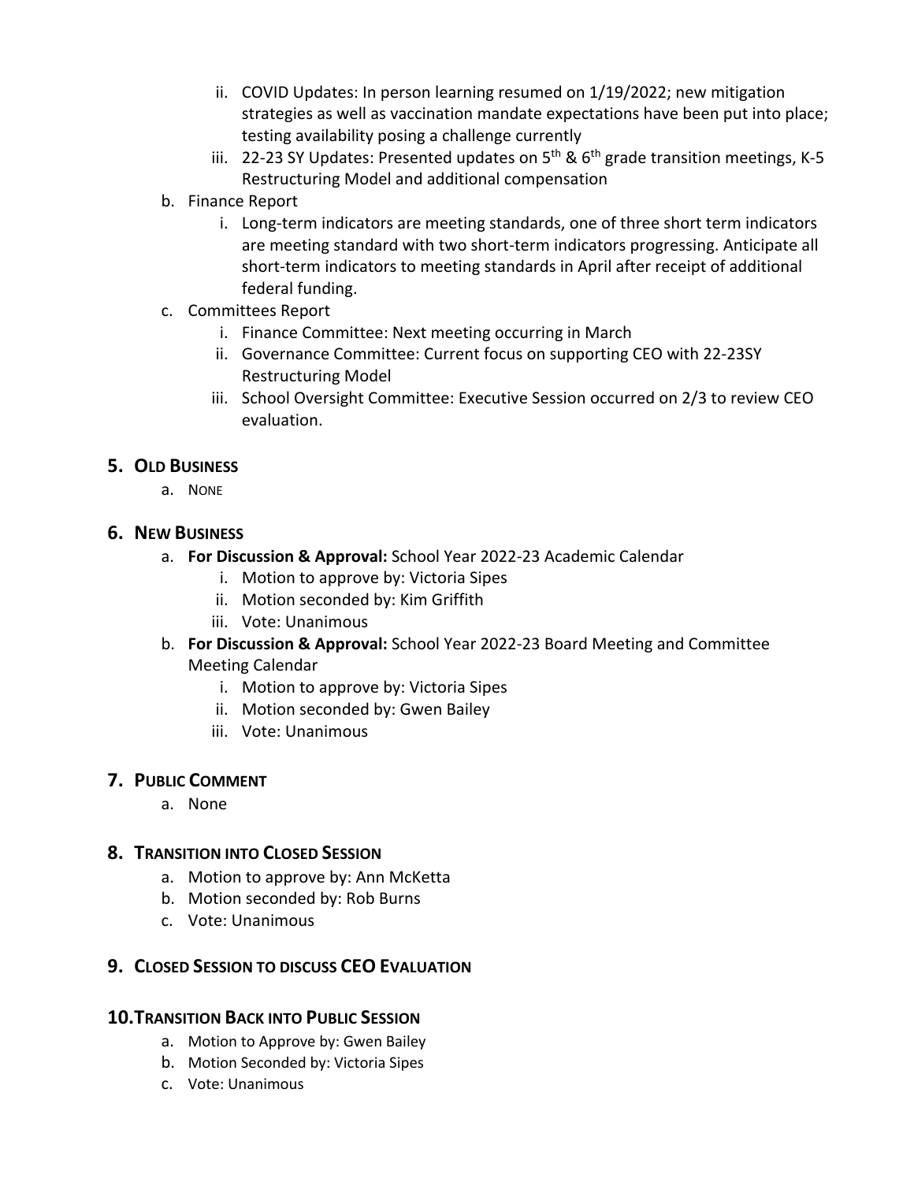ii. COVID Updates: In person learning resumed on 1/19/2022; new mitigation strategies as well as vaccination mandate expectations have been put into place; testing availability posing a challenge currently
    iii. 22-23 SY Updates: Presented updates on 5th & 6th grade transition meetings, K-5 Restructuring Model and additional compensation

b. Finance Report
    i. Long-term indicators are meeting standards, one of three short term indicators are meeting standard with two short-term indicators progressing. Anticipate all short-term indicators to meeting standards in April after receipt of additional federal funding.

c. Committees Report
    i. Finance Committee: Next meeting occurring in March
    ii. Governance Committee: Current focus on supporting CEO with 22-23SY Restructuring Model
    iii. School Oversight Committee: Executive Session occurred on 2/3 to review CEO evaluation.

## 5. Old Business

a. None

## 6. New Business

a. **For Discussion & Approval:** School Year 2022-23 Academic Calendar
    i. Motion to approve by: Victoria Sipes
    ii. Motion seconded by: Kim Griffith
    iii. Vote: Unanimous

b. **For Discussion & Approval:** School Year 2022-23 Board Meeting and Committee Meeting Calendar
    i. Motion to approve by: Victoria Sipes
    ii. Motion seconded by: Gwen Bailey
    iii. Vote: Unanimous

## 7. Public Comment

a. None

## 8. Transition into Closed Session

a. Motion to approve by: Ann McKetta
b. Motion seconded by: Rob Burns
c. Vote: Unanimous

## 9. Closed Session to discuss CEO Evaluation

## 10. Transition Back into Public Session

a. Motion to Approve by: Gwen Bailey
b. Motion Seconded by: Victoria Sipes
c. Vote: Unanimous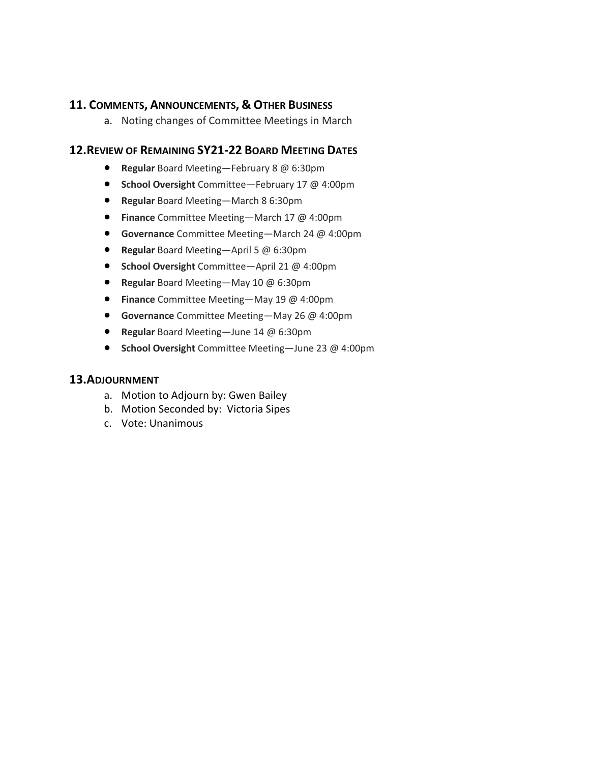## 11. Comments, Announcements, & Other Business

a. Noting changes of Committee Meetings in March

## 12. Review of Remaining SY21-22 Board Meeting Dates

- **Regular** Board Meeting—February 8 @ 6:30pm
- **School Oversight** Committee—February 17 @ 4:00pm
- **Regular** Board Meeting—March 8 6:30pm
- **Finance** Committee Meeting—March 17 @ 4:00pm
- **Governance** Committee Meeting—March 24 @ 4:00pm
- **Regular** Board Meeting—April 5 @ 6:30pm
- **School Oversight** Committee—April 21 @ 4:00pm
- **Regular** Board Meeting—May 10 @ 6:30pm
- **Finance** Committee Meeting—May 19 @ 4:00pm
- **Governance** Committee Meeting—May 26 @ 4:00pm
- **Regular** Board Meeting—June 14 @ 6:30pm
- **School Oversight** Committee Meeting—June 23 @ 4:00pm

## 13. Adjournment

a. Motion to Adjourn by: Gwen Bailey
b. Motion Seconded by: Victoria Sipes
c. Vote: Unanimous